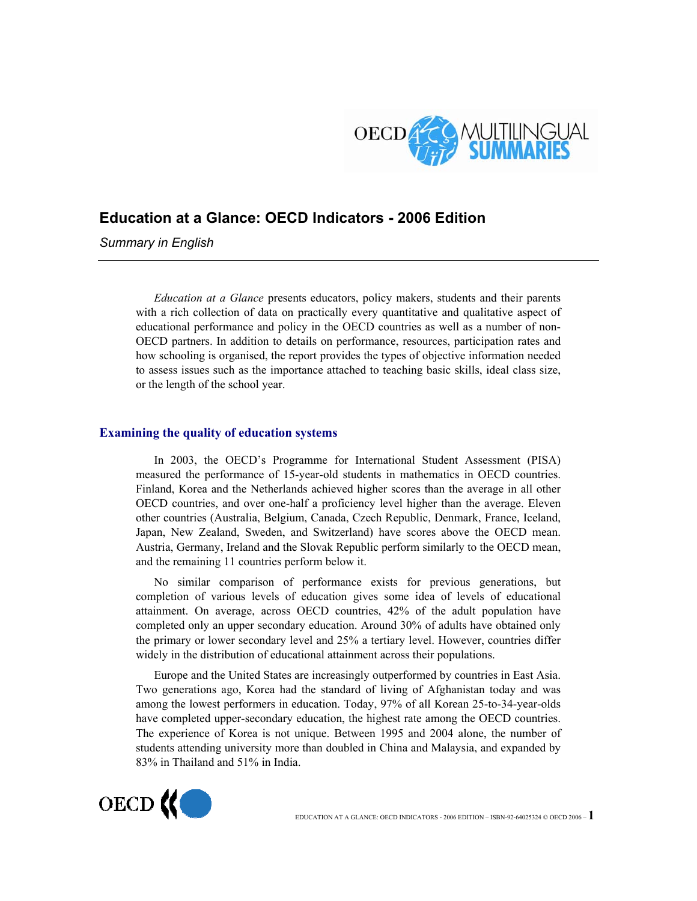# Education at a Glance: OECD Indicators - 2006 Edition

*Summary in English*

---

*Education at a Glance* presents educators, policy makers, students and their parents with a rich collection of data on practically every quantitative and qualitative aspect of educational performance and policy in the OECD countries as well as a number of non-OECD partners. In addition to details on performance, resources, participation rates and how schooling is organised, the report provides the types of objective information needed to assess issues such as the importance attached to teaching basic skills, ideal class size, or the length of the school year.

## Examining the quality of education systems

In 2003, the OECD's Programme for International Student Assessment (PISA) measured the performance of 15-year-old students in mathematics in OECD countries. Finland, Korea and the Netherlands achieved higher scores than the average in all other OECD countries, and over one-half a proficiency level higher than the average. Eleven other countries (Australia, Belgium, Canada, Czech Republic, Denmark, France, Iceland, Japan, New Zealand, Sweden, and Switzerland) have scores above the OECD mean. Austria, Germany, Ireland and the Slovak Republic perform similarly to the OECD mean, and the remaining 11 countries perform below it.

No similar comparison of performance exists for previous generations, but completion of various levels of education gives some idea of levels of educational attainment. On average, across OECD countries, 42% of the adult population have completed only an upper secondary education. Around 30% of adults have obtained only the primary or lower secondary level and 25% a tertiary level. However, countries differ widely in the distribution of educational attainment across their populations.

Europe and the United States are increasingly outperformed by countries in East Asia. Two generations ago, Korea had the standard of living of Afghanistan today and was among the lowest performers in education. Today, 97% of all Korean 25-to-34-year-olds have completed upper-secondary education, the highest rate among the OECD countries. The experience of Korea is not unique. Between 1995 and 2004 alone, the number of students attending university more than doubled in China and Malaysia, and expanded by 83% in Thailand and 51% in India.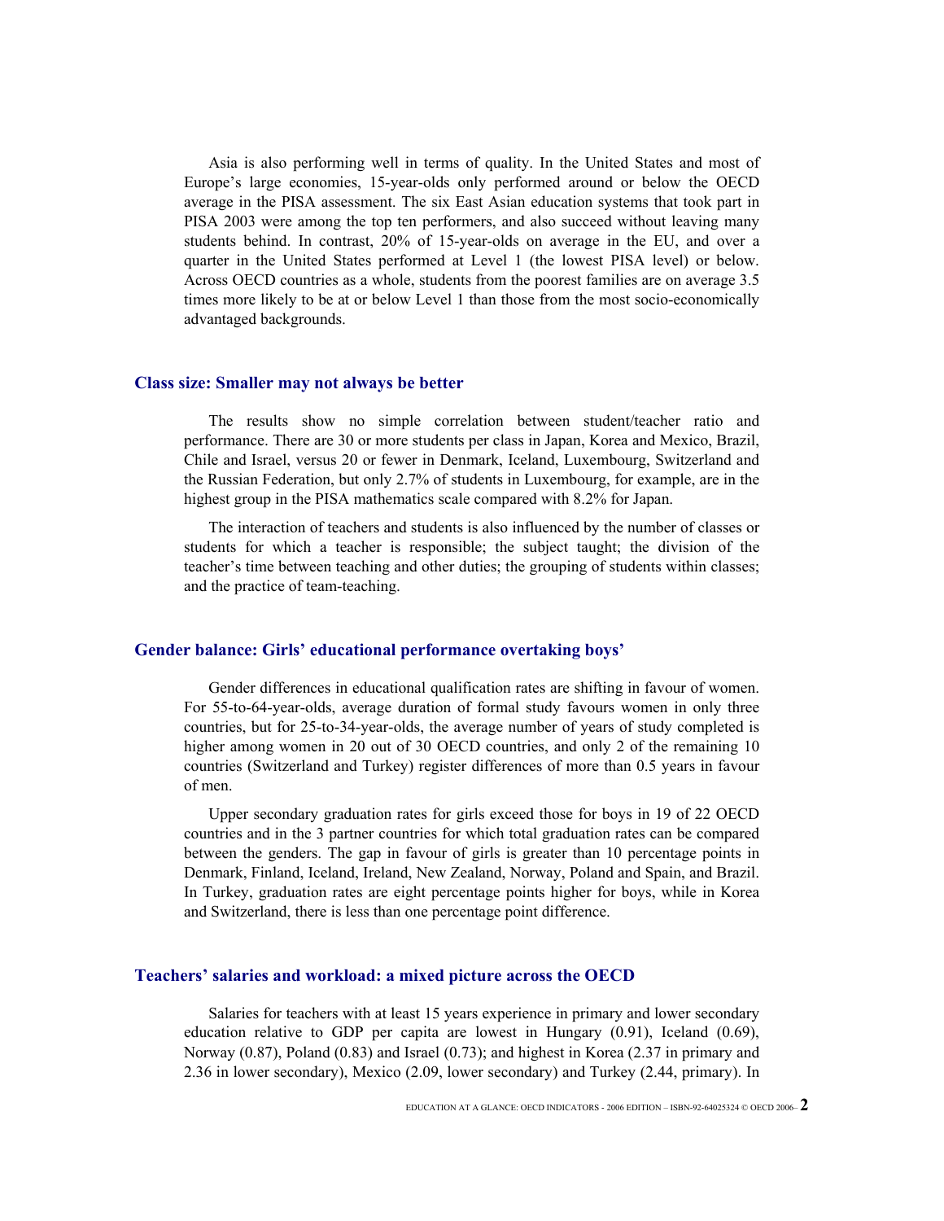Asia is also performing well in terms of quality. In the United States and most of Europe's large economies, 15-year-olds only performed around or below the OECD average in the PISA assessment. The six East Asian education systems that took part in PISA 2003 were among the top ten performers, and also succeed without leaving many students behind. In contrast, 20% of 15-year-olds on average in the EU, and over a quarter in the United States performed at Level 1 (the lowest PISA level) or below. Across OECD countries as a whole, students from the poorest families are on average 3.5 times more likely to be at or below Level 1 than those from the most socio-economically advantaged backgrounds.

## Class size: Smaller may not always be better

The results show no simple correlation between student/teacher ratio and performance. There are 30 or more students per class in Japan, Korea and Mexico, Brazil, Chile and Israel, versus 20 or fewer in Denmark, Iceland, Luxembourg, Switzerland and the Russian Federation, but only 2.7% of students in Luxembourg, for example, are in the highest group in the PISA mathematics scale compared with 8.2% for Japan.

The interaction of teachers and students is also influenced by the number of classes or students for which a teacher is responsible; the subject taught; the division of the teacher's time between teaching and other duties; the grouping of students within classes; and the practice of team-teaching.

## Gender balance: Girls' educational performance overtaking boys'

Gender differences in educational qualification rates are shifting in favour of women. For 55-to-64-year-olds, average duration of formal study favours women in only three countries, but for 25-to-34-year-olds, the average number of years of study completed is higher among women in 20 out of 30 OECD countries, and only 2 of the remaining 10 countries (Switzerland and Turkey) register differences of more than 0.5 years in favour of men.

Upper secondary graduation rates for girls exceed those for boys in 19 of 22 OECD countries and in the 3 partner countries for which total graduation rates can be compared between the genders. The gap in favour of girls is greater than 10 percentage points in Denmark, Finland, Iceland, Ireland, New Zealand, Norway, Poland and Spain, and Brazil. In Turkey, graduation rates are eight percentage points higher for boys, while in Korea and Switzerland, there is less than one percentage point difference.

## Teachers' salaries and workload: a mixed picture across the OECD

Salaries for teachers with at least 15 years experience in primary and lower secondary education relative to GDP per capita are lowest in Hungary (0.91), Iceland (0.69), Norway (0.87), Poland (0.83) and Israel (0.73); and highest in Korea (2.37 in primary and 2.36 in lower secondary), Mexico (2.09, lower secondary) and Turkey (2.44, primary). In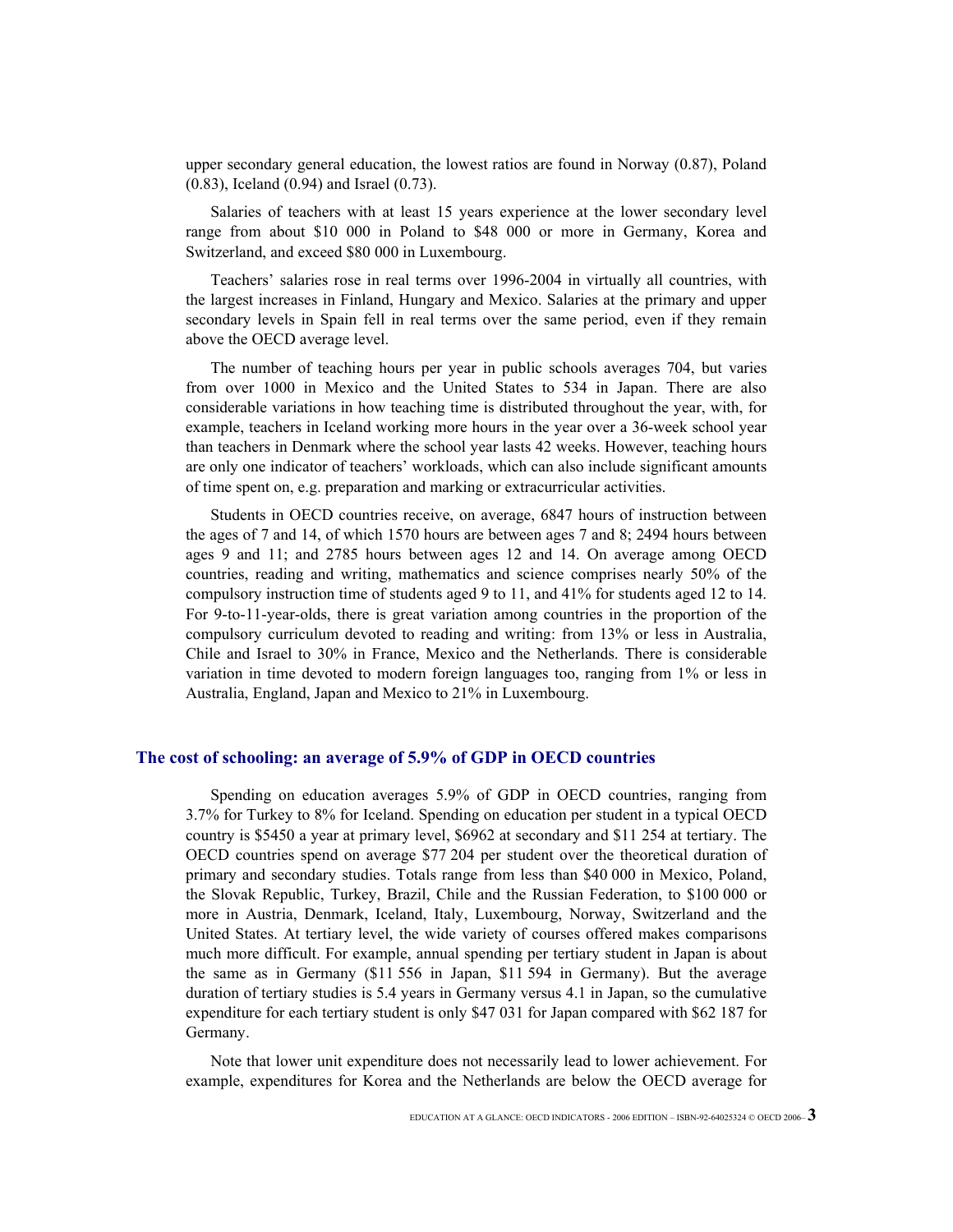upper secondary general education, the lowest ratios are found in Norway (0.87), Poland (0.83), Iceland (0.94) and Israel (0.73).

Salaries of teachers with at least 15 years experience at the lower secondary level range from about $10 000 in Poland to $48 000 or more in Germany, Korea and Switzerland, and exceed $80 000 in Luxembourg.

Teachers' salaries rose in real terms over 1996-2004 in virtually all countries, with the largest increases in Finland, Hungary and Mexico. Salaries at the primary and upper secondary levels in Spain fell in real terms over the same period, even if they remain above the OECD average level.

The number of teaching hours per year in public schools averages 704, but varies from over 1000 in Mexico and the United States to 534 in Japan. There are also considerable variations in how teaching time is distributed throughout the year, with, for example, teachers in Iceland working more hours in the year over a 36-week school year than teachers in Denmark where the school year lasts 42 weeks. However, teaching hours are only one indicator of teachers' workloads, which can also include significant amounts of time spent on, e.g. preparation and marking or extracurricular activities.

Students in OECD countries receive, on average, 6847 hours of instruction between the ages of 7 and 14, of which 1570 hours are between ages 7 and 8; 2494 hours between ages 9 and 11; and 2785 hours between ages 12 and 14. On average among OECD countries, reading and writing, mathematics and science comprises nearly 50% of the compulsory instruction time of students aged 9 to 11, and 41% for students aged 12 to 14. For 9-to-11-year-olds, there is great variation among countries in the proportion of the compulsory curriculum devoted to reading and writing: from 13% or less in Australia, Chile and Israel to 30% in France, Mexico and the Netherlands. There is considerable variation in time devoted to modern foreign languages too, ranging from 1% or less in Australia, England, Japan and Mexico to 21% in Luxembourg.

## The cost of schooling: an average of 5.9% of GDP in OECD countries

Spending on education averages 5.9% of GDP in OECD countries, ranging from 3.7% for Turkey to 8% for Iceland. Spending on education per student in a typical OECD country is $5450 a year at primary level, $6962 at secondary and $11 254 at tertiary. The OECD countries spend on average $77 204 per student over the theoretical duration of primary and secondary studies. Totals range from less than $40 000 in Mexico, Poland, the Slovak Republic, Turkey, Brazil, Chile and the Russian Federation, to $100 000 or more in Austria, Denmark, Iceland, Italy, Luxembourg, Norway, Switzerland and the United States. At tertiary level, the wide variety of courses offered makes comparisons much more difficult. For example, annual spending per tertiary student in Japan is about the same as in Germany ($11 556 in Japan, $11 594 in Germany). But the average duration of tertiary studies is 5.4 years in Germany versus 4.1 in Japan, so the cumulative expenditure for each tertiary student is only $47 031 for Japan compared with $62 187 for Germany.

Note that lower unit expenditure does not necessarily lead to lower achievement. For example, expenditures for Korea and the Netherlands are below the OECD average for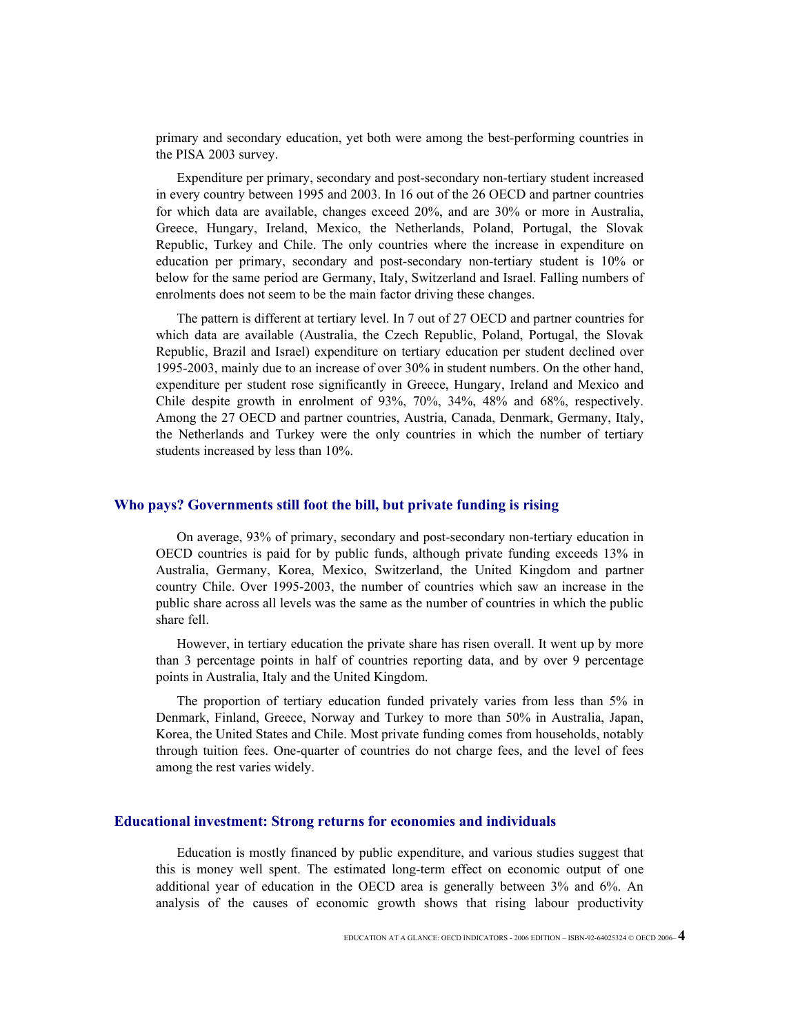primary and secondary education, yet both were among the best-performing countries in the PISA 2003 survey.

Expenditure per primary, secondary and post-secondary non-tertiary student increased in every country between 1995 and 2003. In 16 out of the 26 OECD and partner countries for which data are available, changes exceed 20%, and are 30% or more in Australia, Greece, Hungary, Ireland, Mexico, the Netherlands, Poland, Portugal, the Slovak Republic, Turkey and Chile. The only countries where the increase in expenditure on education per primary, secondary and post-secondary non-tertiary student is 10% or below for the same period are Germany, Italy, Switzerland and Israel. Falling numbers of enrolments does not seem to be the main factor driving these changes.

The pattern is different at tertiary level. In 7 out of 27 OECD and partner countries for which data are available (Australia, the Czech Republic, Poland, Portugal, the Slovak Republic, Brazil and Israel) expenditure on tertiary education per student declined over 1995-2003, mainly due to an increase of over 30% in student numbers. On the other hand, expenditure per student rose significantly in Greece, Hungary, Ireland and Mexico and Chile despite growth in enrolment of 93%, 70%, 34%, 48% and 68%, respectively. Among the 27 OECD and partner countries, Austria, Canada, Denmark, Germany, Italy, the Netherlands and Turkey were the only countries in which the number of tertiary students increased by less than 10%.

## Who pays? Governments still foot the bill, but private funding is rising

On average, 93% of primary, secondary and post-secondary non-tertiary education in OECD countries is paid for by public funds, although private funding exceeds 13% in Australia, Germany, Korea, Mexico, Switzerland, the United Kingdom and partner country Chile. Over 1995-2003, the number of countries which saw an increase in the public share across all levels was the same as the number of countries in which the public share fell.

However, in tertiary education the private share has risen overall. It went up by more than 3 percentage points in half of countries reporting data, and by over 9 percentage points in Australia, Italy and the United Kingdom.

The proportion of tertiary education funded privately varies from less than 5% in Denmark, Finland, Greece, Norway and Turkey to more than 50% in Australia, Japan, Korea, the United States and Chile. Most private funding comes from households, notably through tuition fees. One-quarter of countries do not charge fees, and the level of fees among the rest varies widely.

## Educational investment: Strong returns for economies and individuals

Education is mostly financed by public expenditure, and various studies suggest that this is money well spent. The estimated long-term effect on economic output of one additional year of education in the OECD area is generally between 3% and 6%. An analysis of the causes of economic growth shows that rising labour productivity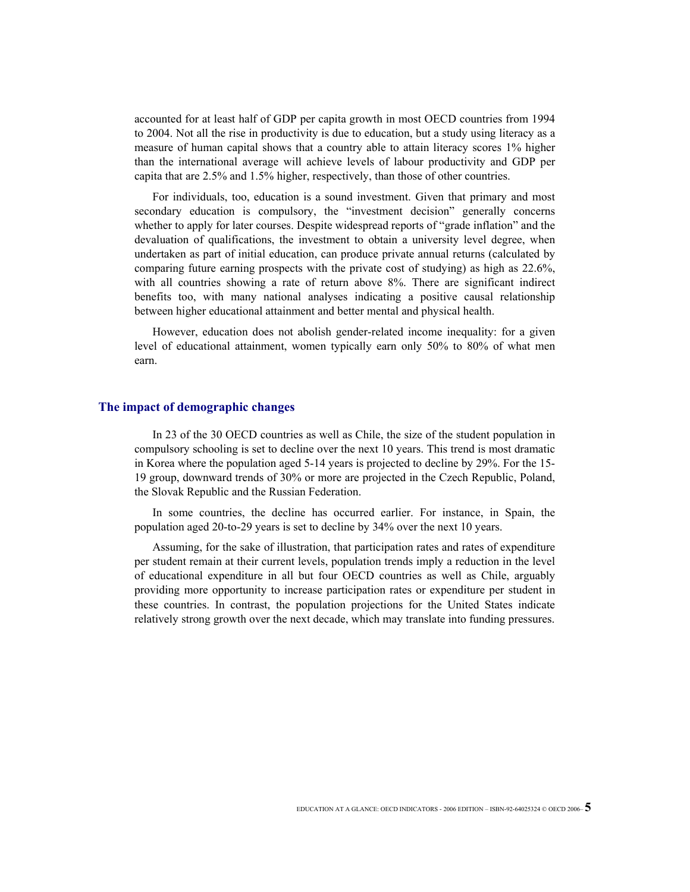accounted for at least half of GDP per capita growth in most OECD countries from 1994 to 2004. Not all the rise in productivity is due to education, but a study using literacy as a measure of human capital shows that a country able to attain literacy scores 1% higher than the international average will achieve levels of labour productivity and GDP per capita that are 2.5% and 1.5% higher, respectively, than those of other countries.

For individuals, too, education is a sound investment. Given that primary and most secondary education is compulsory, the "investment decision" generally concerns whether to apply for later courses. Despite widespread reports of "grade inflation" and the devaluation of qualifications, the investment to obtain a university level degree, when undertaken as part of initial education, can produce private annual returns (calculated by comparing future earning prospects with the private cost of studying) as high as 22.6%, with all countries showing a rate of return above 8%. There are significant indirect benefits too, with many national analyses indicating a positive causal relationship between higher educational attainment and better mental and physical health.

However, education does not abolish gender-related income inequality: for a given level of educational attainment, women typically earn only 50% to 80% of what men earn.

## The impact of demographic changes

In 23 of the 30 OECD countries as well as Chile, the size of the student population in compulsory schooling is set to decline over the next 10 years. This trend is most dramatic in Korea where the population aged 5-14 years is projected to decline by 29%. For the 15-19 group, downward trends of 30% or more are projected in the Czech Republic, Poland, the Slovak Republic and the Russian Federation.

In some countries, the decline has occurred earlier. For instance, in Spain, the population aged 20-to-29 years is set to decline by 34% over the next 10 years.

Assuming, for the sake of illustration, that participation rates and rates of expenditure per student remain at their current levels, population trends imply a reduction in the level of educational expenditure in all but four OECD countries as well as Chile, arguably providing more opportunity to increase participation rates or expenditure per student in these countries. In contrast, the population projections for the United States indicate relatively strong growth over the next decade, which may translate into funding pressures.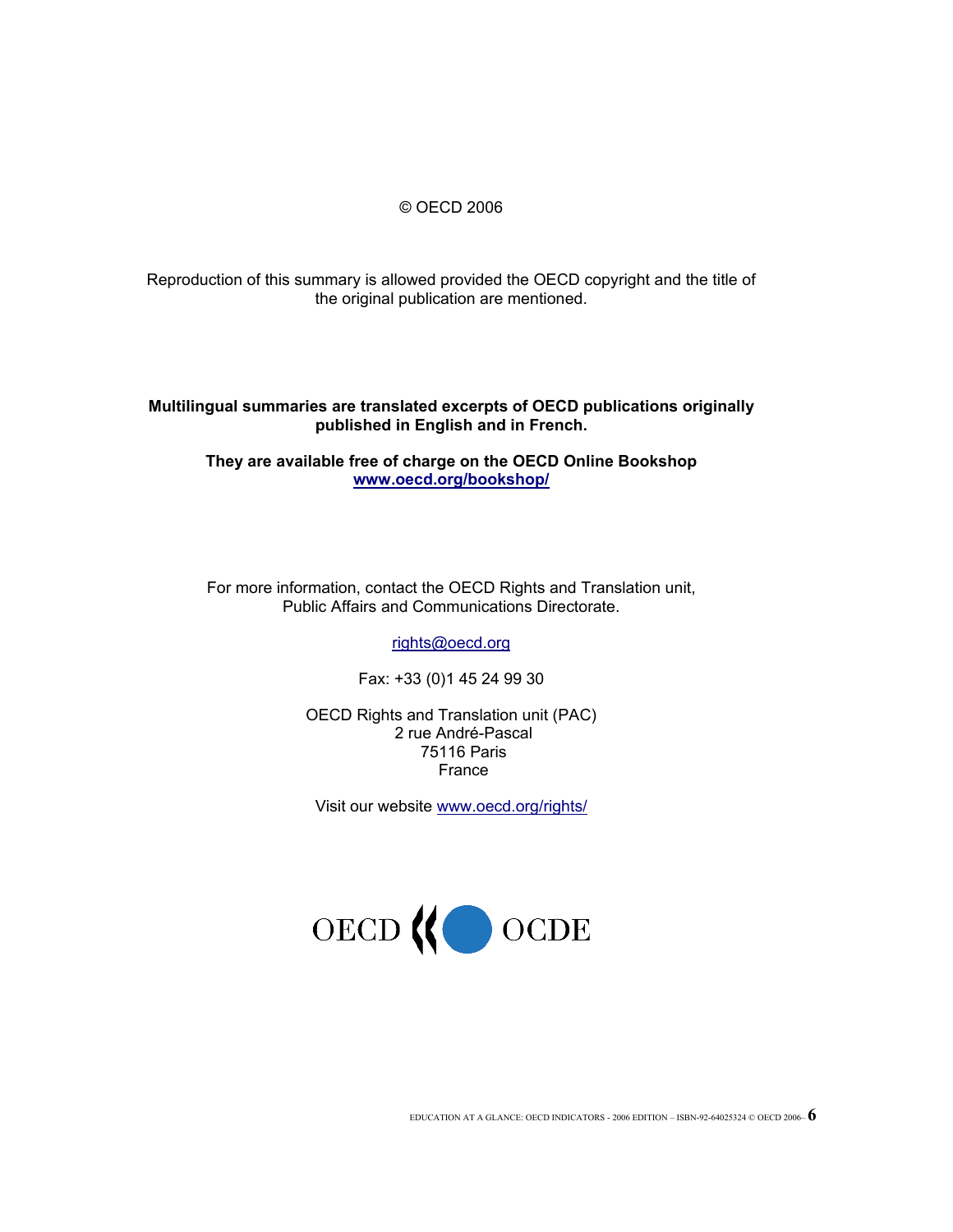© OECD 2006

Reproduction of this summary is allowed provided the OECD copyright and the title of the original publication are mentioned.

**Multilingual summaries are translated excerpts of OECD publications originally published in English and in French.**

**They are available free of charge on the OECD Online Bookshop [www.oecd.org/bookshop/](http://www.oecd.org/bookshop/)**

For more information, contact the OECD Rights and Translation unit, Public Affairs and Communications Directorate.

[rights@oecd.org](mailto:rights@oecd.org)

Fax: +33 (0)1 45 24 99 30

OECD Rights and Translation unit (PAC)
2 rue André-Pascal
75116 Paris
France

Visit our website [www.oecd.org/rights/](http://www.oecd.org/rights/)

OECD OCDE